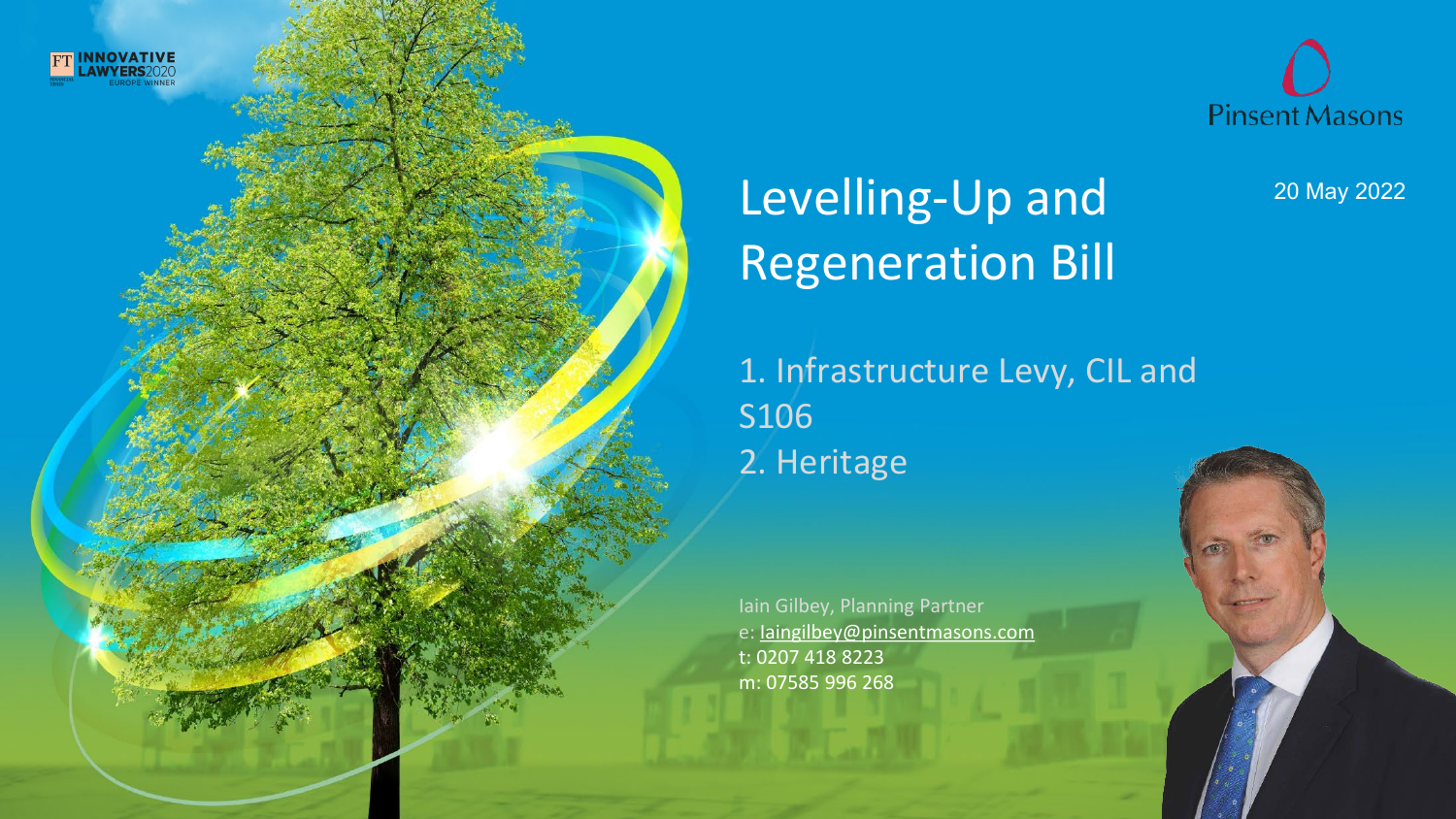FT INNOVATIVE LAWYERS2020 EUROPE WINNER

Pinsent Masons

# Levelling-Up and Regeneration Bill

20 May 2022

1. Infrastructure Levy, CIL and S106
2. Heritage

Iain Gilbey, Planning Partner
e: iaingilbey@pinsentmasons.com
t: 0207 418 8223
m: 07585 996 268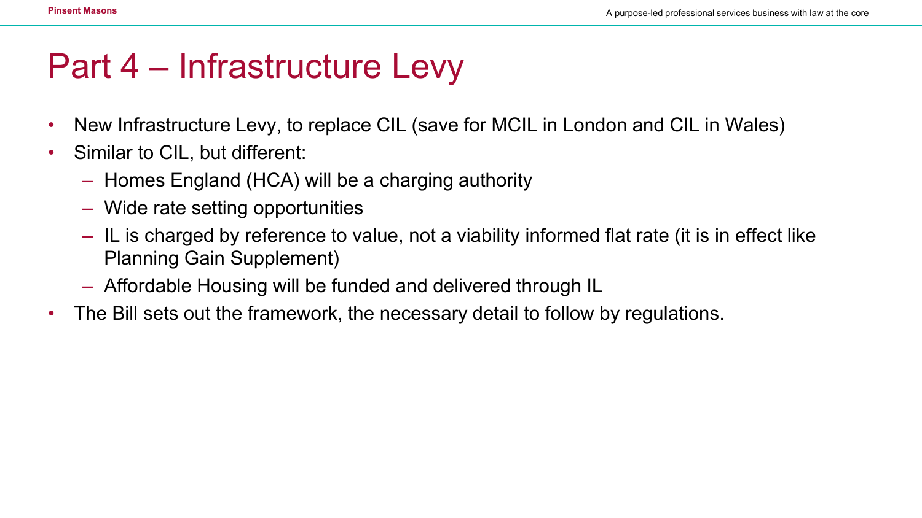# Part 4 – Infrastructure Levy

- New Infrastructure Levy, to replace CIL (save for MCIL in London and CIL in Wales)
- Similar to CIL, but different:
  - Homes England (HCA) will be a charging authority
  - Wide rate setting opportunities
  - IL is charged by reference to value, not a viability informed flat rate (it is in effect like Planning Gain Supplement)
  - Affordable Housing will be funded and delivered through IL
- The Bill sets out the framework, the necessary detail to follow by regulations.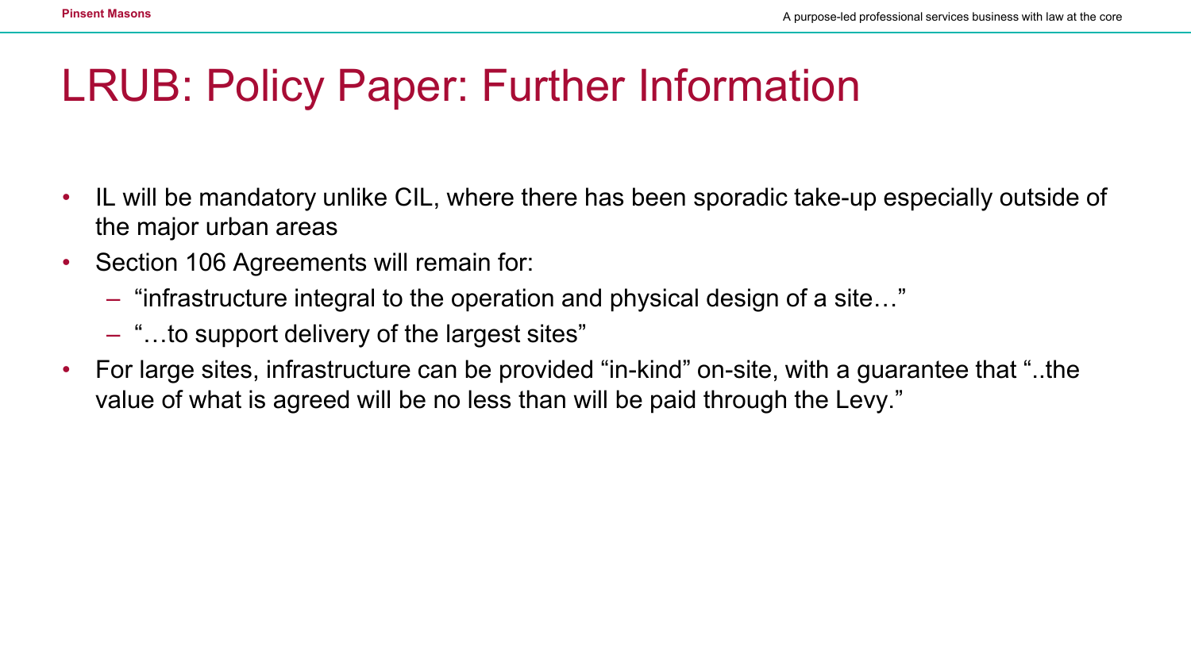# LRUB: Policy Paper: Further Information

- IL will be mandatory unlike CIL, where there has been sporadic take-up especially outside of the major urban areas
- Section 106 Agreements will remain for:
  - "infrastructure integral to the operation and physical design of a site…"
  - "…to support delivery of the largest sites"
- For large sites, infrastructure can be provided "in-kind" on-site, with a guarantee that "..the value of what is agreed will be no less than will be paid through the Levy."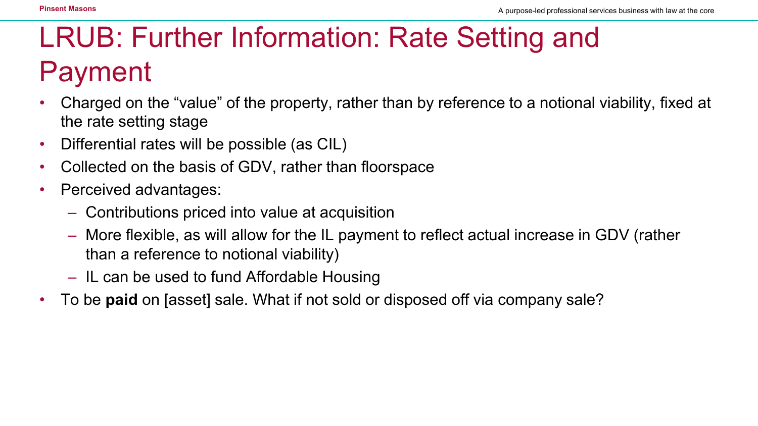# LRUB: Further Information: Rate Setting and Payment

- Charged on the "value" of the property, rather than by reference to a notional viability, fixed at the rate setting stage
- Differential rates will be possible (as CIL)
- Collected on the basis of GDV, rather than floorspace
- Perceived advantages:
  - Contributions priced into value at acquisition
  - More flexible, as will allow for the IL payment to reflect actual increase in GDV (rather than a reference to notional viability)
  - IL can be used to fund Affordable Housing
- To be **paid** on [asset] sale. What if not sold or disposed off via company sale?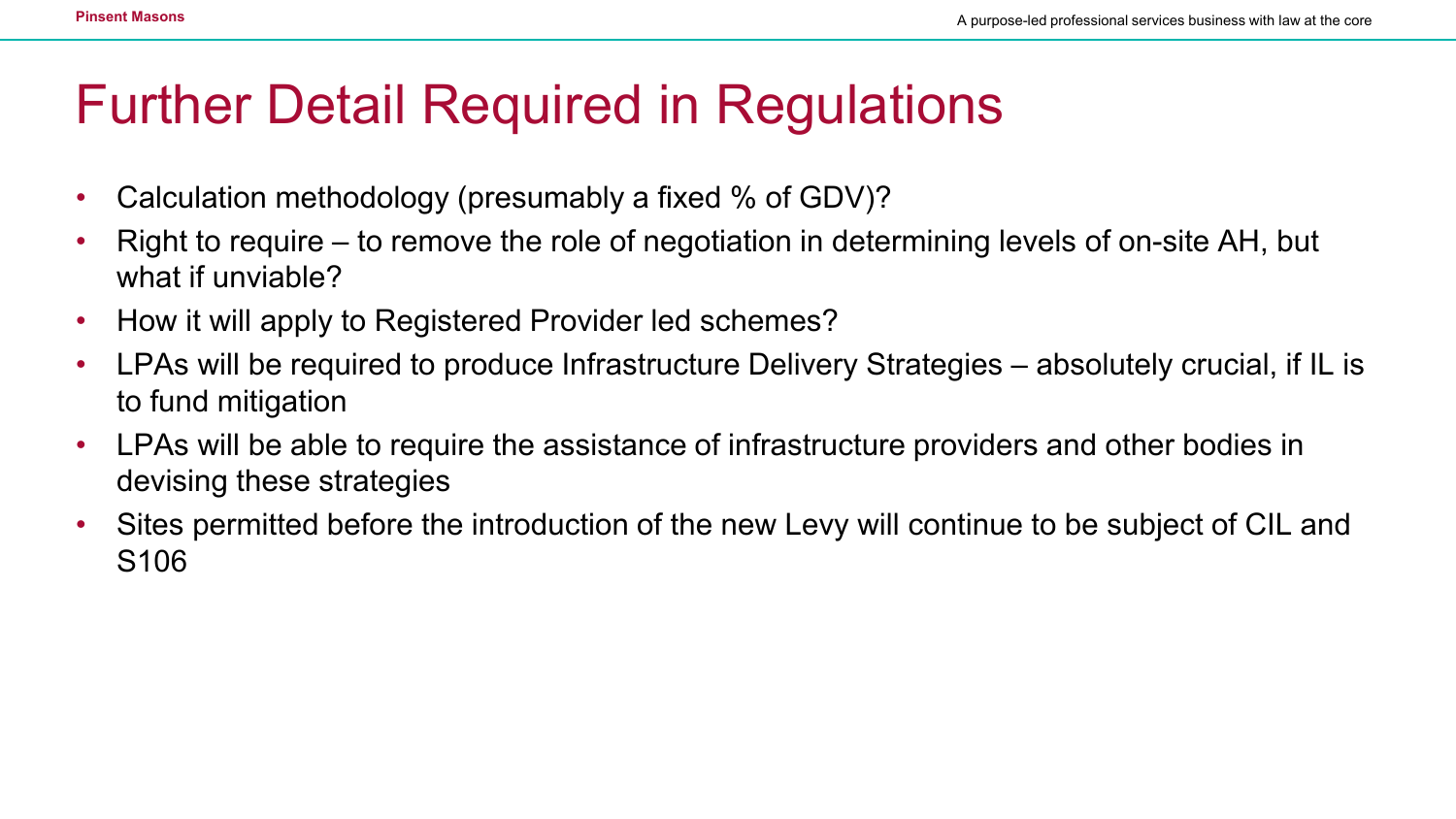# Further Detail Required in Regulations

- Calculation methodology (presumably a fixed % of GDV)?
- Right to require – to remove the role of negotiation in determining levels of on-site AH, but what if unviable?
- How it will apply to Registered Provider led schemes?
- LPAs will be required to produce Infrastructure Delivery Strategies – absolutely crucial, if IL is to fund mitigation
- LPAs will be able to require the assistance of infrastructure providers and other bodies in devising these strategies
- Sites permitted before the introduction of the new Levy will continue to be subject of CIL and S106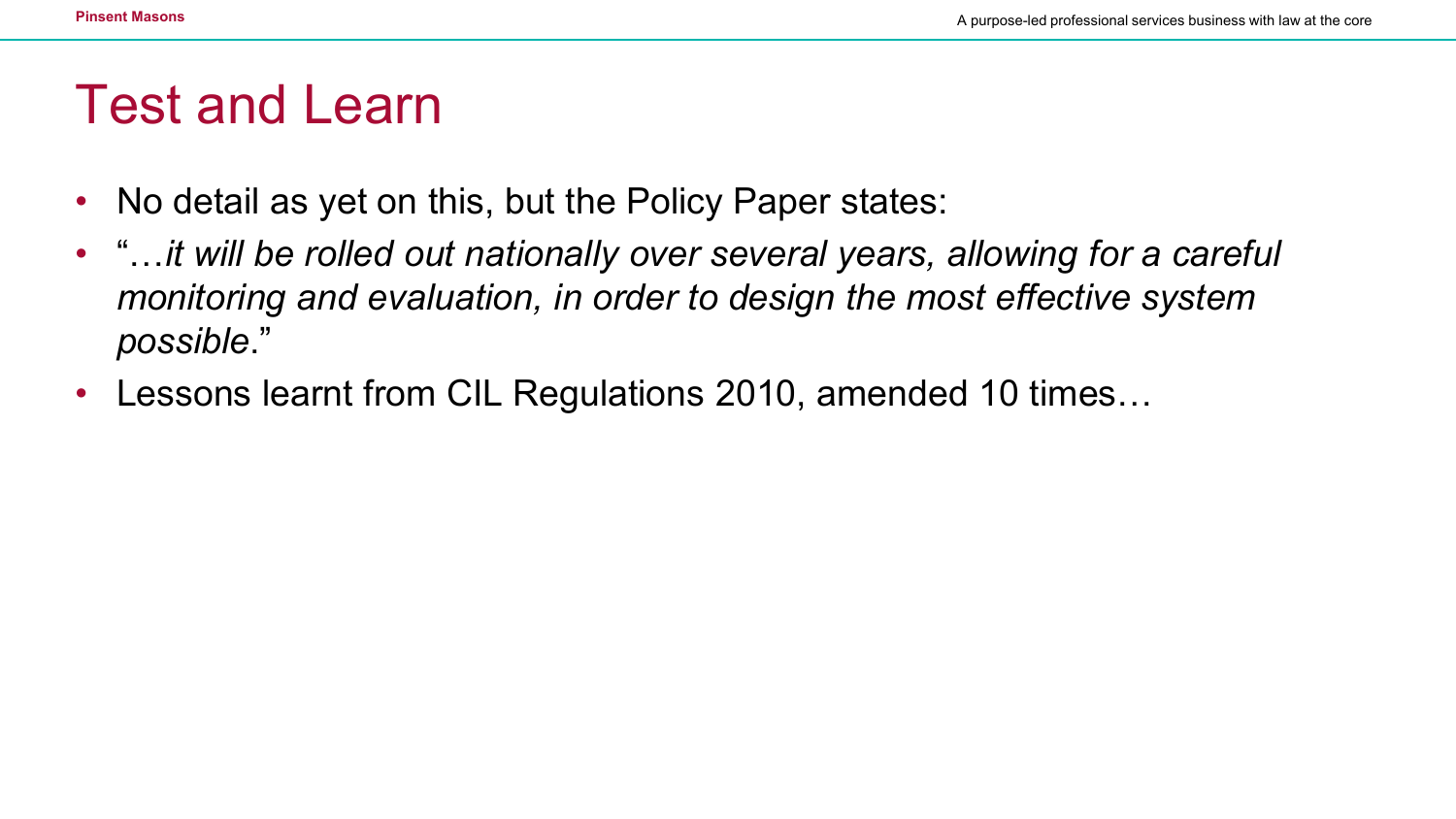# Test and Learn

- No detail as yet on this, but the Policy Paper states:
- "…*it will be rolled out nationally over several years, allowing for a careful monitoring and evaluation, in order to design the most effective system possible*."
- Lessons learnt from CIL Regulations 2010, amended 10 times…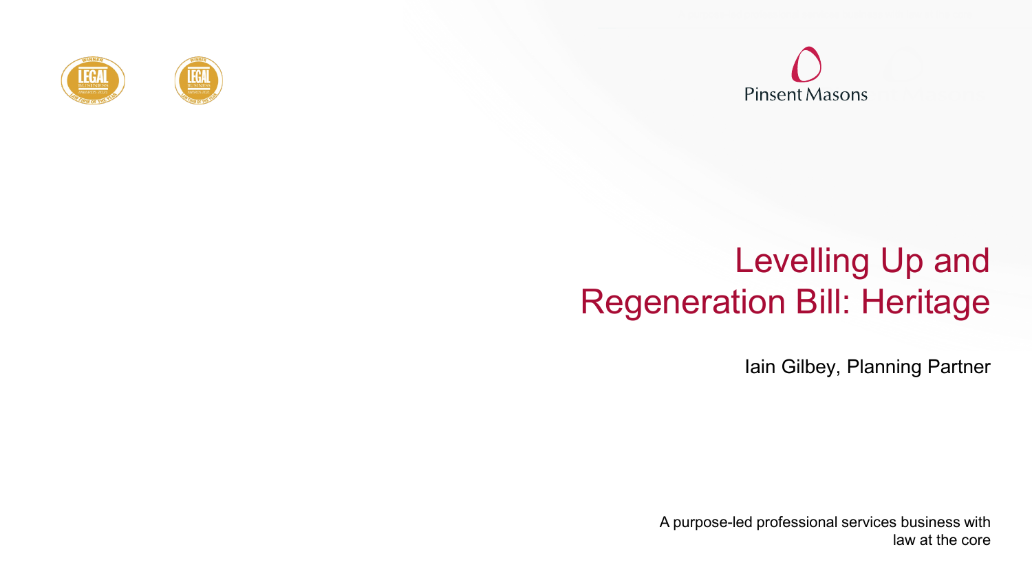# Levelling Up and Regeneration Bill: Heritage

Iain Gilbey, Planning Partner

A purpose-led professional services business with law at the core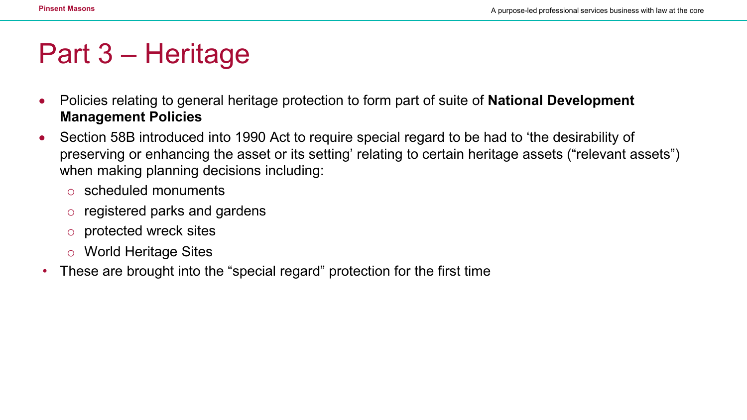# Part 3 – Heritage

- Policies relating to general heritage protection to form part of suite of **National Development Management Policies**
- Section 58B introduced into 1990 Act to require special regard to be had to 'the desirability of preserving or enhancing the asset or its setting' relating to certain heritage assets ("relevant assets") when making planning decisions including:
  - scheduled monuments
  - registered parks and gardens
  - protected wreck sites
  - World Heritage Sites
- These are brought into the "special regard" protection for the first time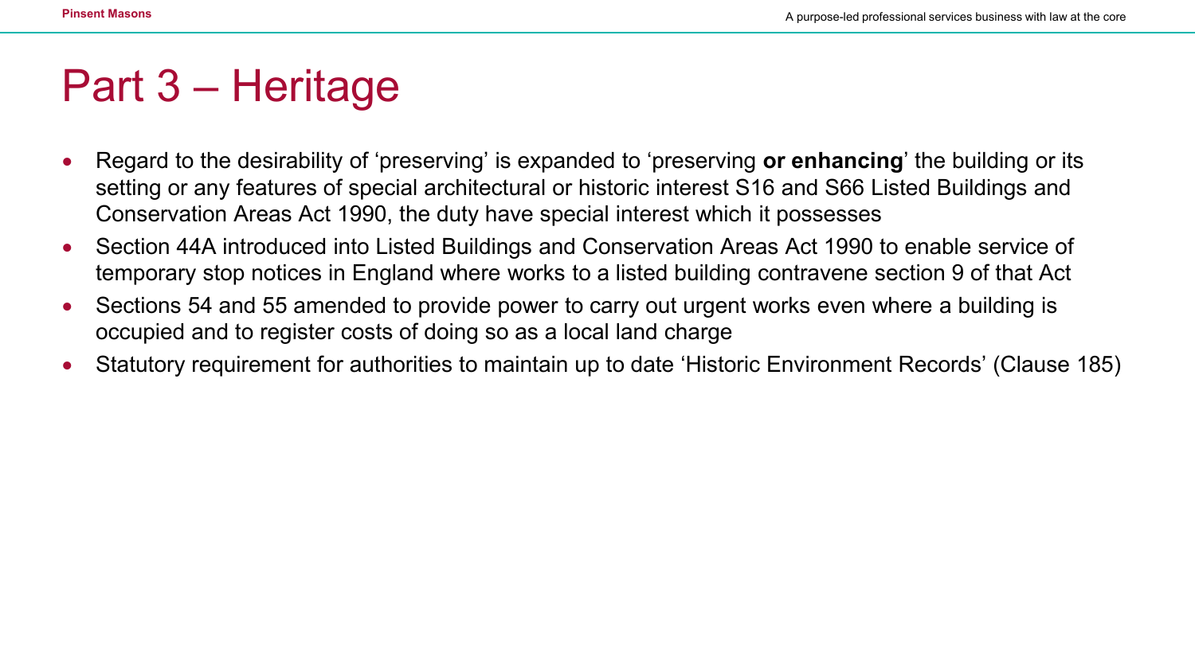# Part 3 – Heritage

- Regard to the desirability of 'preserving' is expanded to 'preserving **or enhancing**' the building or its setting or any features of special architectural or historic interest S16 and S66 Listed Buildings and Conservation Areas Act 1990, the duty have special interest which it possesses
- Section 44A introduced into Listed Buildings and Conservation Areas Act 1990 to enable service of temporary stop notices in England where works to a listed building contravene section 9 of that Act
- Sections 54 and 55 amended to provide power to carry out urgent works even where a building is occupied and to register costs of doing so as a local land charge
- Statutory requirement for authorities to maintain up to date 'Historic Environment Records' (Clause 185)